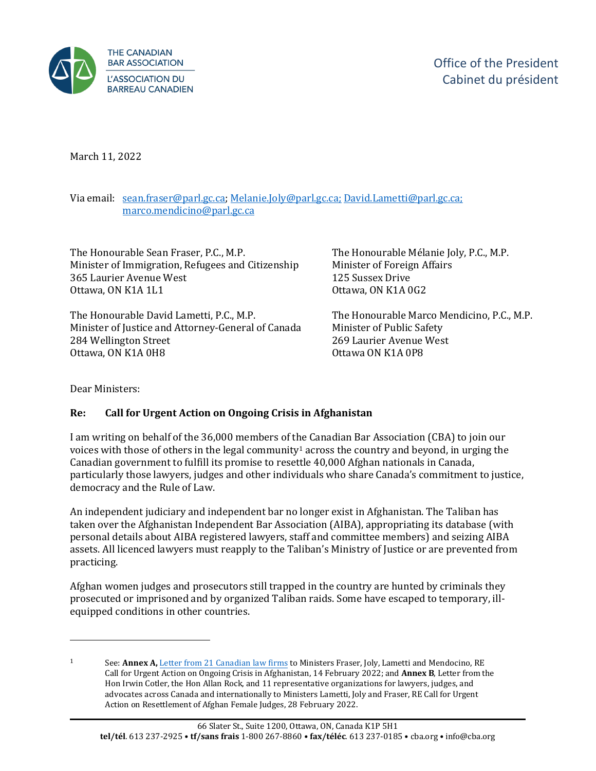THE CANADIAN BAR ASSOCIATION
L'ASSOCIATION DU BARREAU CANADIEN

Office of the President
Cabinet du président

March 11, 2022

Via email: sean.fraser@parl.gc.ca; Melanie.Joly@parl.gc.ca; David.Lametti@parl.gc.ca; marco.mendicino@parl.gc.ca

The Honourable Sean Fraser, P.C., M.P.
Minister of Immigration, Refugees and Citizenship
365 Laurier Avenue West
Ottawa, ON K1A 1L1

The Honourable Mélanie Joly, P.C., M.P.
Minister of Foreign Affairs
125 Sussex Drive
Ottawa, ON K1A 0G2

The Honourable David Lametti, P.C., M.P.
Minister of Justice and Attorney-General of Canada
284 Wellington Street
Ottawa, ON K1A 0H8

The Honourable Marco Mendicino, P.C., M.P.
Minister of Public Safety
269 Laurier Avenue West
Ottawa ON K1A 0P8

Dear Ministers:

**Re: Call for Urgent Action on Ongoing Crisis in Afghanistan**

I am writing on behalf of the 36,000 members of the Canadian Bar Association (CBA) to join our voices with those of others in the legal community[1] across the country and beyond, in urging the Canadian government to fulfill its promise to resettle 40,000 Afghan nationals in Canada, particularly those lawyers, judges and other individuals who share Canada's commitment to justice, democracy and the Rule of Law.

An independent judiciary and independent bar no longer exist in Afghanistan. The Taliban has taken over the Afghanistan Independent Bar Association (AIBA), appropriating its database (with personal details about AIBA registered lawyers, staff and committee members) and seizing AIBA assets. All licenced lawyers must reapply to the Taliban's Ministry of Justice or are prevented from practicing.

Afghan women judges and prosecutors still trapped in the country are hunted by criminals they prosecuted or imprisoned and by organized Taliban raids. Some have escaped to temporary, ill-equipped conditions in other countries.

---

[1] See: **Annex A,** Letter from 21 Canadian law firms to Ministers Fraser, Joly, Lametti and Mendocino, RE Call for Urgent Action on Ongoing Crisis in Afghanistan, 14 February 2022; and **Annex B**, Letter from the Hon Irwin Cotler, the Hon Allan Rock, and 11 representative organizations for lawyers, judges, and advocates across Canada and internationally to Ministers Lametti, Joly and Fraser, RE Call for Urgent Action on Resettlement of Afghan Female Judges, 28 February 2022.

66 Slater St., Suite 1200, Ottawa, ON, Canada K1P 5H1
**tel/tél**. 613 237-2925 • **tf/sans frais** 1-800 267-8860 • **fax/téléc**. 613 237-0185 • cba.org • info@cba.org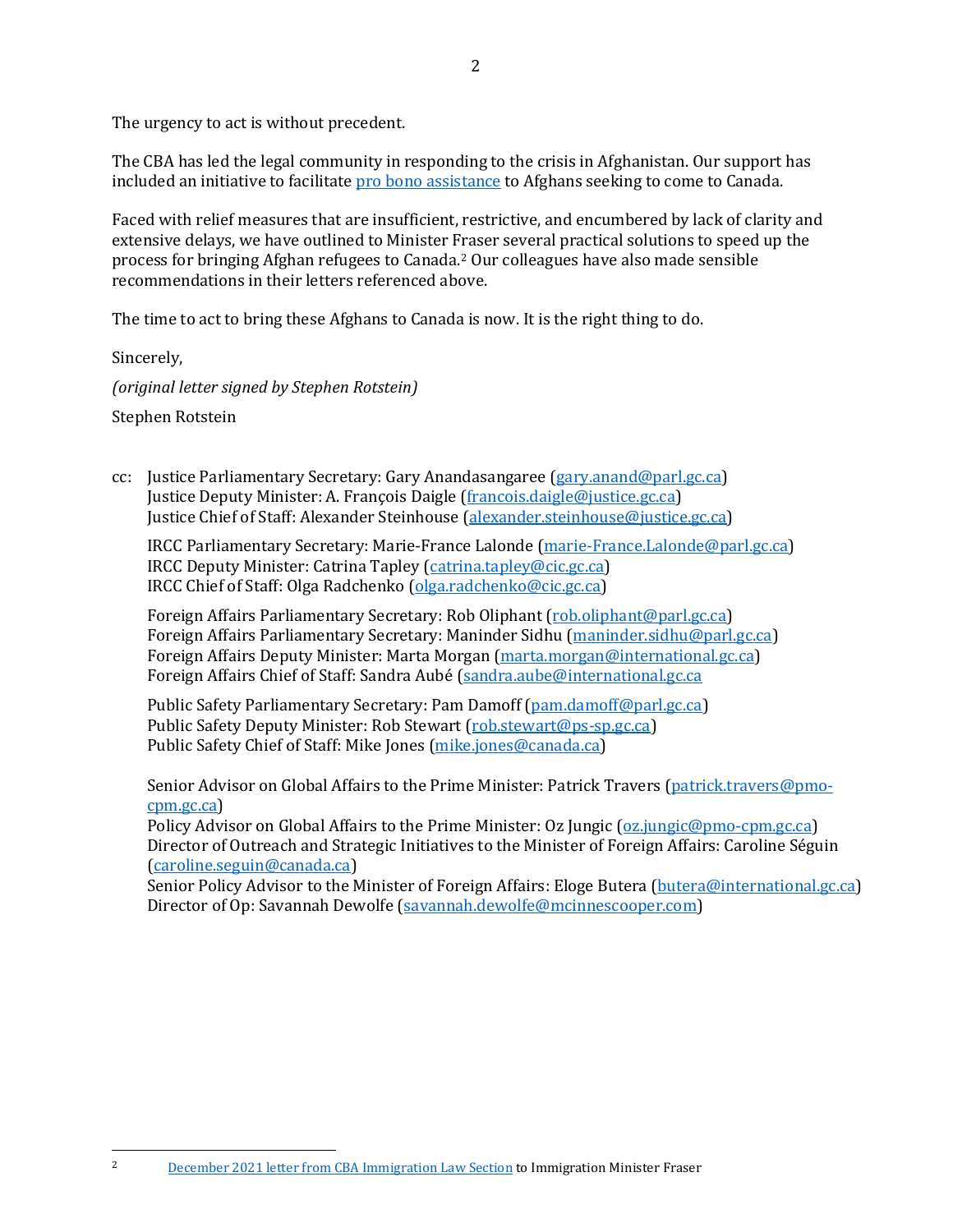The urgency to act is without precedent.

The CBA has led the legal community in responding to the crisis in Afghanistan. Our support has included an initiative to facilitate [pro bono assistance](#) to Afghans seeking to come to Canada.

Faced with relief measures that are insufficient, restrictive, and encumbered by lack of clarity and extensive delays, we have outlined to Minister Fraser several practical solutions to speed up the process for bringing Afghan refugees to Canada.[2] Our colleagues have also made sensible recommendations in their letters referenced above.

The time to act to bring these Afghans to Canada is now. It is the right thing to do.

Sincerely,

*(original letter signed by Stephen Rotstein)*

Stephen Rotstein

cc: Justice Parliamentary Secretary: Gary Anandasangaree (gary.anand@parl.gc.ca)
Justice Deputy Minister: A. François Daigle (francois.daigle@justice.gc.ca)
Justice Chief of Staff: Alexander Steinhouse (alexander.steinhouse@justice.gc.ca)

IRCC Parliamentary Secretary: Marie-France Lalonde (marie-France.Lalonde@parl.gc.ca)
IRCC Deputy Minister: Catrina Tapley (catrina.tapley@cic.gc.ca)
IRCC Chief of Staff: Olga Radchenko (olga.radchenko@cic.gc.ca)

Foreign Affairs Parliamentary Secretary: Rob Oliphant (rob.oliphant@parl.gc.ca)
Foreign Affairs Parliamentary Secretary: Maninder Sidhu (maninder.sidhu@parl.gc.ca)
Foreign Affairs Deputy Minister: Marta Morgan (marta.morgan@international.gc.ca)
Foreign Affairs Chief of Staff: Sandra Aubé (sandra.aube@international.gc.ca

Public Safety Parliamentary Secretary: Pam Damoff (pam.damoff@parl.gc.ca)
Public Safety Deputy Minister: Rob Stewart (rob.stewart@ps-sp.gc.ca)
Public Safety Chief of Staff: Mike Jones (mike.jones@canada.ca)

Senior Advisor on Global Affairs to the Prime Minister: Patrick Travers (patrick.travers@pmo-cpm.gc.ca)
Policy Advisor on Global Affairs to the Prime Minister: Oz Jungic (oz.jungic@pmo-cpm.gc.ca)
Director of Outreach and Strategic Initiatives to the Minister of Foreign Affairs: Caroline Séguin (caroline.seguin@canada.ca)
Senior Policy Advisor to the Minister of Foreign Affairs: Eloge Butera (butera@international.gc.ca)
Director of Op: Savannah Dewolfe (savannah.dewolfe@mcinnescooper.com)

---

[2] [December 2021 letter from CBA Immigration Law Section](#) to Immigration Minister Fraser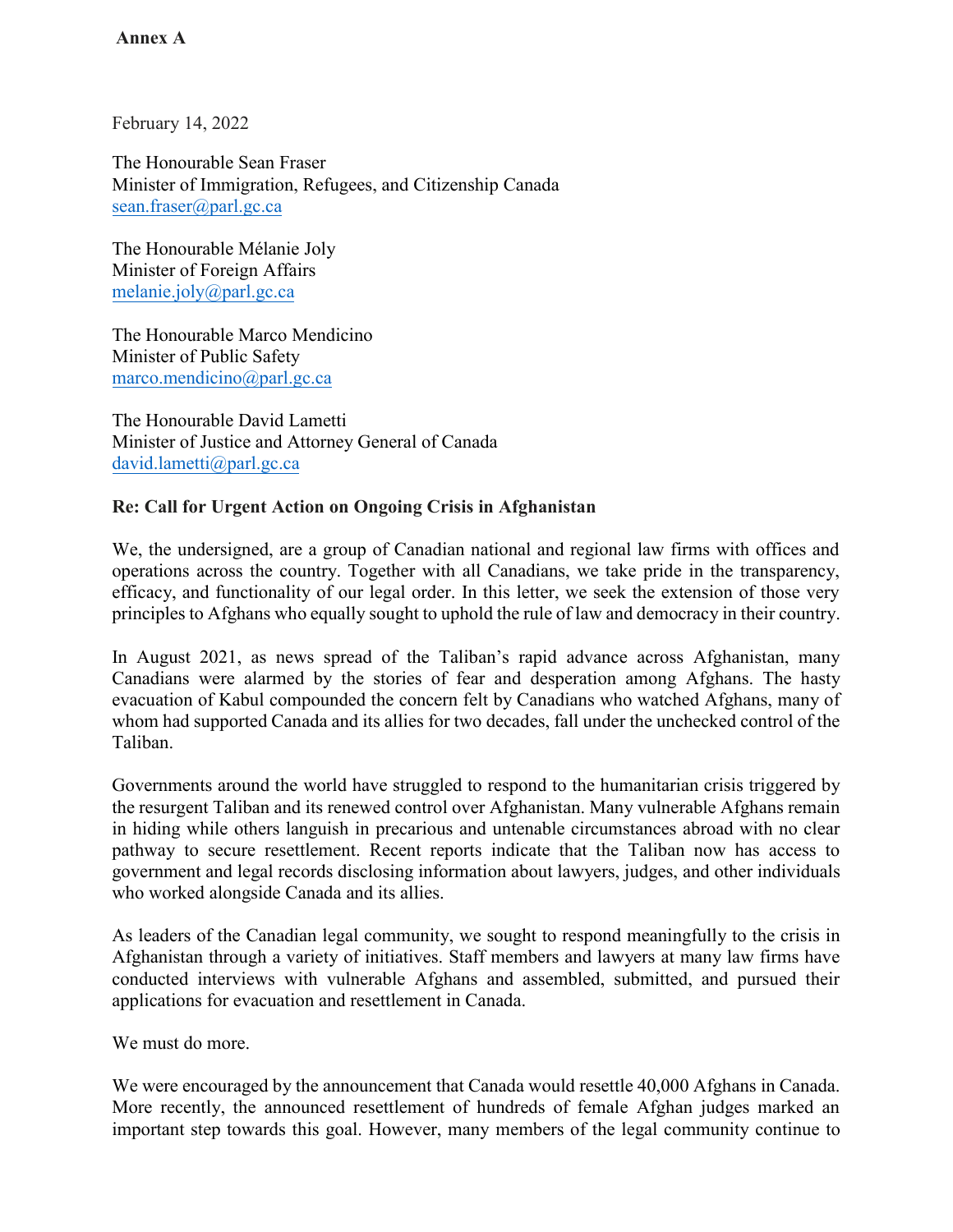**Annex A**

February 14, 2022

The Honourable Sean Fraser
Minister of Immigration, Refugees, and Citizenship Canada
sean.fraser@parl.gc.ca

The Honourable Mélanie Joly
Minister of Foreign Affairs
melanie.joly@parl.gc.ca

The Honourable Marco Mendicino
Minister of Public Safety
marco.mendicino@parl.gc.ca

The Honourable David Lametti
Minister of Justice and Attorney General of Canada
david.lametti@parl.gc.ca

**Re: Call for Urgent Action on Ongoing Crisis in Afghanistan**

We, the undersigned, are a group of Canadian national and regional law firms with offices and operations across the country. Together with all Canadians, we take pride in the transparency, efficacy, and functionality of our legal order. In this letter, we seek the extension of those very principles to Afghans who equally sought to uphold the rule of law and democracy in their country.

In August 2021, as news spread of the Taliban's rapid advance across Afghanistan, many Canadians were alarmed by the stories of fear and desperation among Afghans. The hasty evacuation of Kabul compounded the concern felt by Canadians who watched Afghans, many of whom had supported Canada and its allies for two decades, fall under the unchecked control of the Taliban.

Governments around the world have struggled to respond to the humanitarian crisis triggered by the resurgent Taliban and its renewed control over Afghanistan. Many vulnerable Afghans remain in hiding while others languish in precarious and untenable circumstances abroad with no clear pathway to secure resettlement. Recent reports indicate that the Taliban now has access to government and legal records disclosing information about lawyers, judges, and other individuals who worked alongside Canada and its allies.

As leaders of the Canadian legal community, we sought to respond meaningfully to the crisis in Afghanistan through a variety of initiatives. Staff members and lawyers at many law firms have conducted interviews with vulnerable Afghans and assembled, submitted, and pursued their applications for evacuation and resettlement in Canada.

We must do more.

We were encouraged by the announcement that Canada would resettle 40,000 Afghans in Canada. More recently, the announced resettlement of hundreds of female Afghan judges marked an important step towards this goal. However, many members of the legal community continue to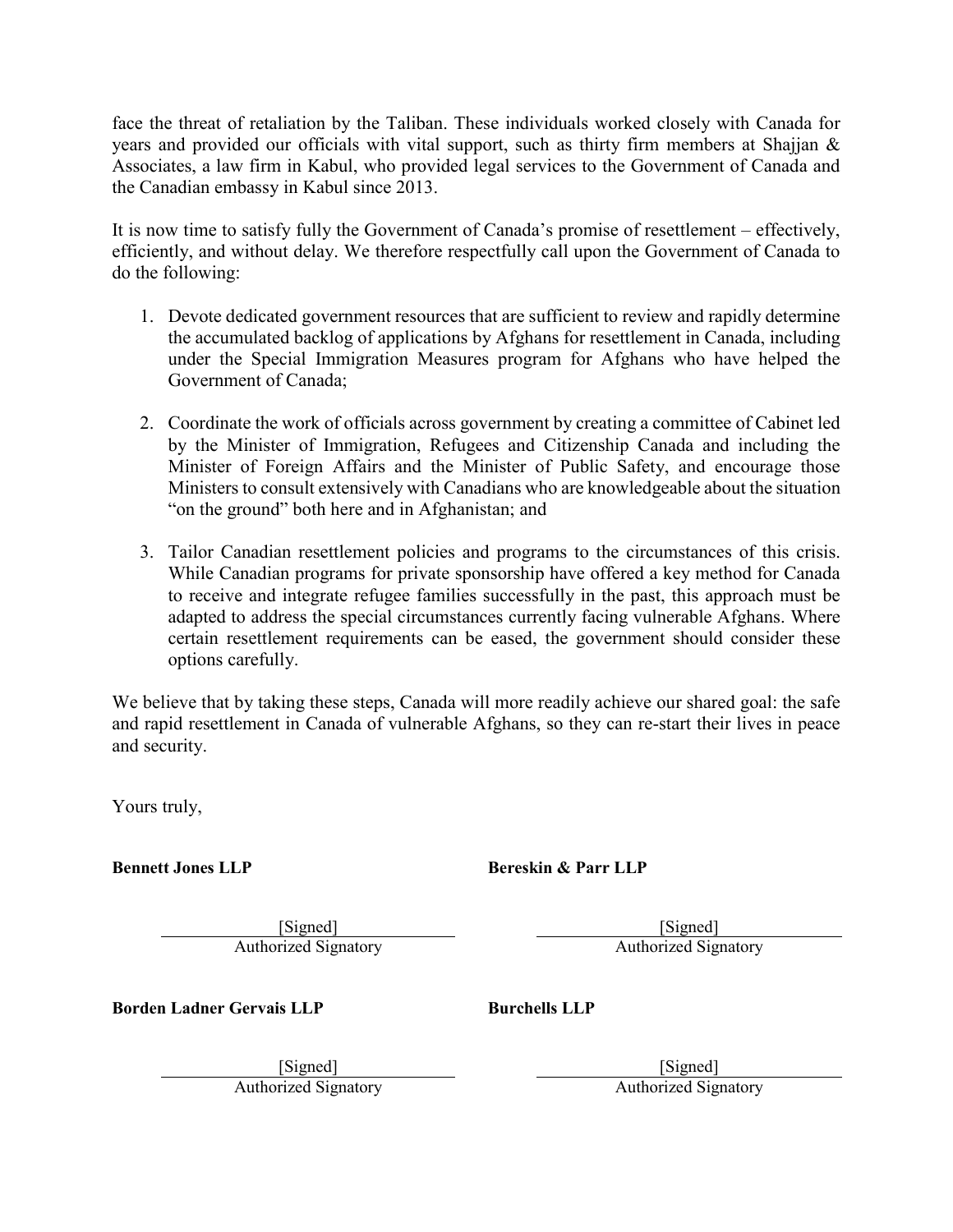face the threat of retaliation by the Taliban. These individuals worked closely with Canada for years and provided our officials with vital support, such as thirty firm members at Shajjan & Associates, a law firm in Kabul, who provided legal services to the Government of Canada and the Canadian embassy in Kabul since 2013.

It is now time to satisfy fully the Government of Canada's promise of resettlement – effectively, efficiently, and without delay. We therefore respectfully call upon the Government of Canada to do the following:

1. Devote dedicated government resources that are sufficient to review and rapidly determine the accumulated backlog of applications by Afghans for resettlement in Canada, including under the Special Immigration Measures program for Afghans who have helped the Government of Canada;

2. Coordinate the work of officials across government by creating a committee of Cabinet led by the Minister of Immigration, Refugees and Citizenship Canada and including the Minister of Foreign Affairs and the Minister of Public Safety, and encourage those Ministers to consult extensively with Canadians who are knowledgeable about the situation "on the ground" both here and in Afghanistan; and

3. Tailor Canadian resettlement policies and programs to the circumstances of this crisis. While Canadian programs for private sponsorship have offered a key method for Canada to receive and integrate refugee families successfully in the past, this approach must be adapted to address the special circumstances currently facing vulnerable Afghans. Where certain resettlement requirements can be eased, the government should consider these options carefully.

We believe that by taking these steps, Canada will more readily achieve our shared goal: the safe and rapid resettlement in Canada of vulnerable Afghans, so they can re-start their lives in peace and security.

Yours truly,

**Bennett Jones LLP**

[Signed]
Authorized Signatory

**Bereskin & Parr LLP**

[Signed]
Authorized Signatory

**Borden Ladner Gervais LLP**

[Signed]
Authorized Signatory

**Burchells LLP**

[Signed]
Authorized Signatory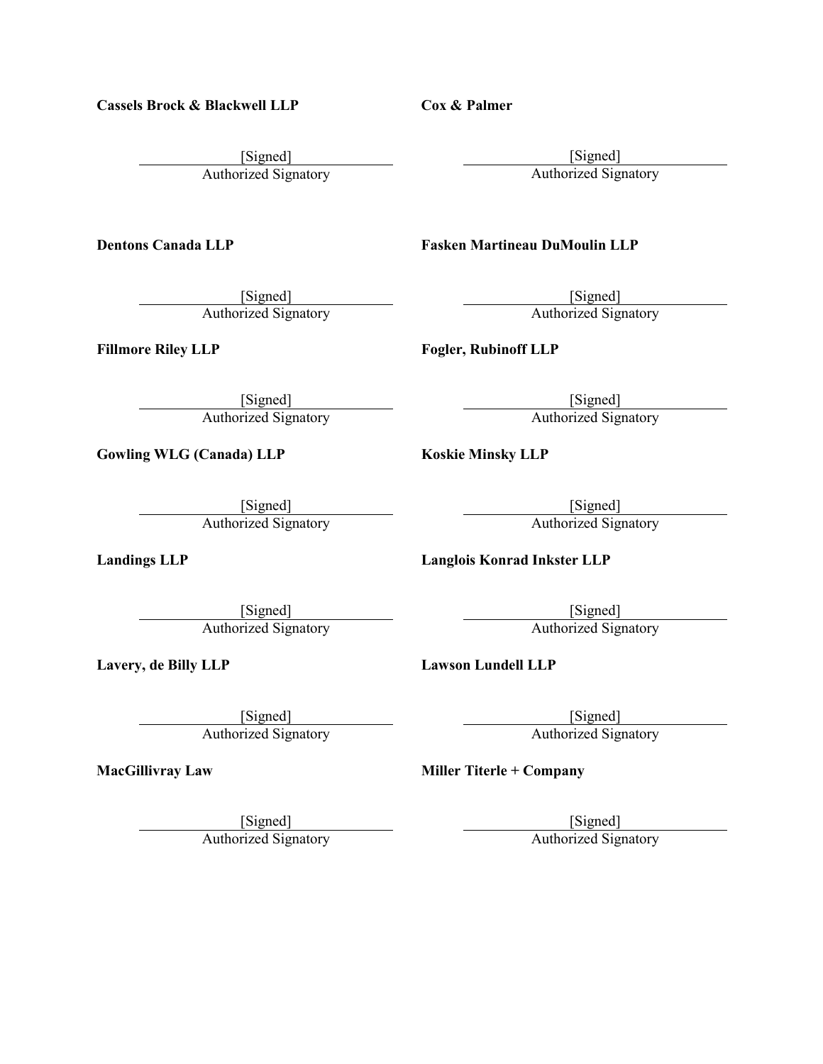**Cassels Brock & Blackwell LLP**

[Signed]
Authorized Signatory

**Cox & Palmer**

[Signed]
Authorized Signatory

**Dentons Canada LLP**

[Signed]
Authorized Signatory

**Fasken Martineau DuMoulin LLP**

[Signed]
Authorized Signatory

**Fillmore Riley LLP**

[Signed]
Authorized Signatory

**Fogler, Rubinoff LLP**

[Signed]
Authorized Signatory

**Gowling WLG (Canada) LLP**

[Signed]
Authorized Signatory

**Koskie Minsky LLP**

[Signed]
Authorized Signatory

**Landings LLP**

[Signed]
Authorized Signatory

**Langlois Konrad Inkster LLP**

[Signed]
Authorized Signatory

**Lavery, de Billy LLP**

[Signed]
Authorized Signatory

**Lawson Lundell LLP**

[Signed]
Authorized Signatory

**MacGillivray Law**

[Signed]
Authorized Signatory

**Miller Titerle + Company**

[Signed]
Authorized Signatory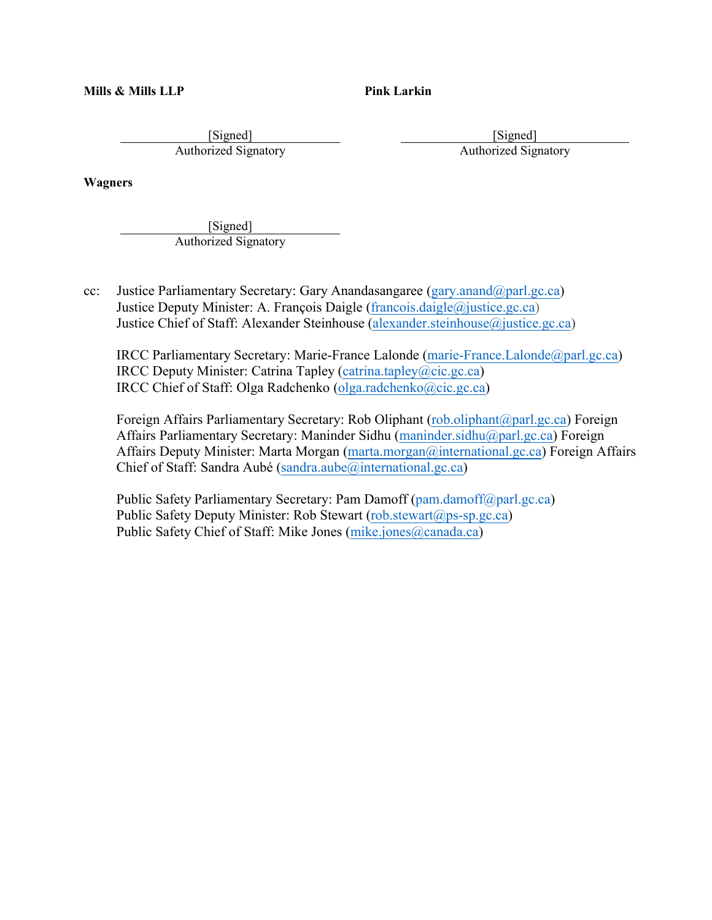**Mills & Mills LLP**

[Signed]
Authorized Signatory

**Pink Larkin**

[Signed]
Authorized Signatory

**Wagners**

[Signed]
Authorized Signatory

cc: Justice Parliamentary Secretary: Gary Anandasangaree (gary.anand@parl.gc.ca)
Justice Deputy Minister: A. François Daigle (francois.daigle@justice.gc.ca)
Justice Chief of Staff: Alexander Steinhouse (alexander.steinhouse@justice.gc.ca)

IRCC Parliamentary Secretary: Marie-France Lalonde (marie-France.Lalonde@parl.gc.ca)
IRCC Deputy Minister: Catrina Tapley (catrina.tapley@cic.gc.ca)
IRCC Chief of Staff: Olga Radchenko (olga.radchenko@cic.gc.ca)

Foreign Affairs Parliamentary Secretary: Rob Oliphant (rob.oliphant@parl.gc.ca) Foreign Affairs Parliamentary Secretary: Maninder Sidhu (maninder.sidhu@parl.gc.ca) Foreign Affairs Deputy Minister: Marta Morgan (marta.morgan@international.gc.ca) Foreign Affairs Chief of Staff: Sandra Aubé (sandra.aube@international.gc.ca)

Public Safety Parliamentary Secretary: Pam Damoff (pam.damoff@parl.gc.ca)
Public Safety Deputy Minister: Rob Stewart (rob.stewart@ps-sp.gc.ca)
Public Safety Chief of Staff: Mike Jones (mike.jones@canada.ca)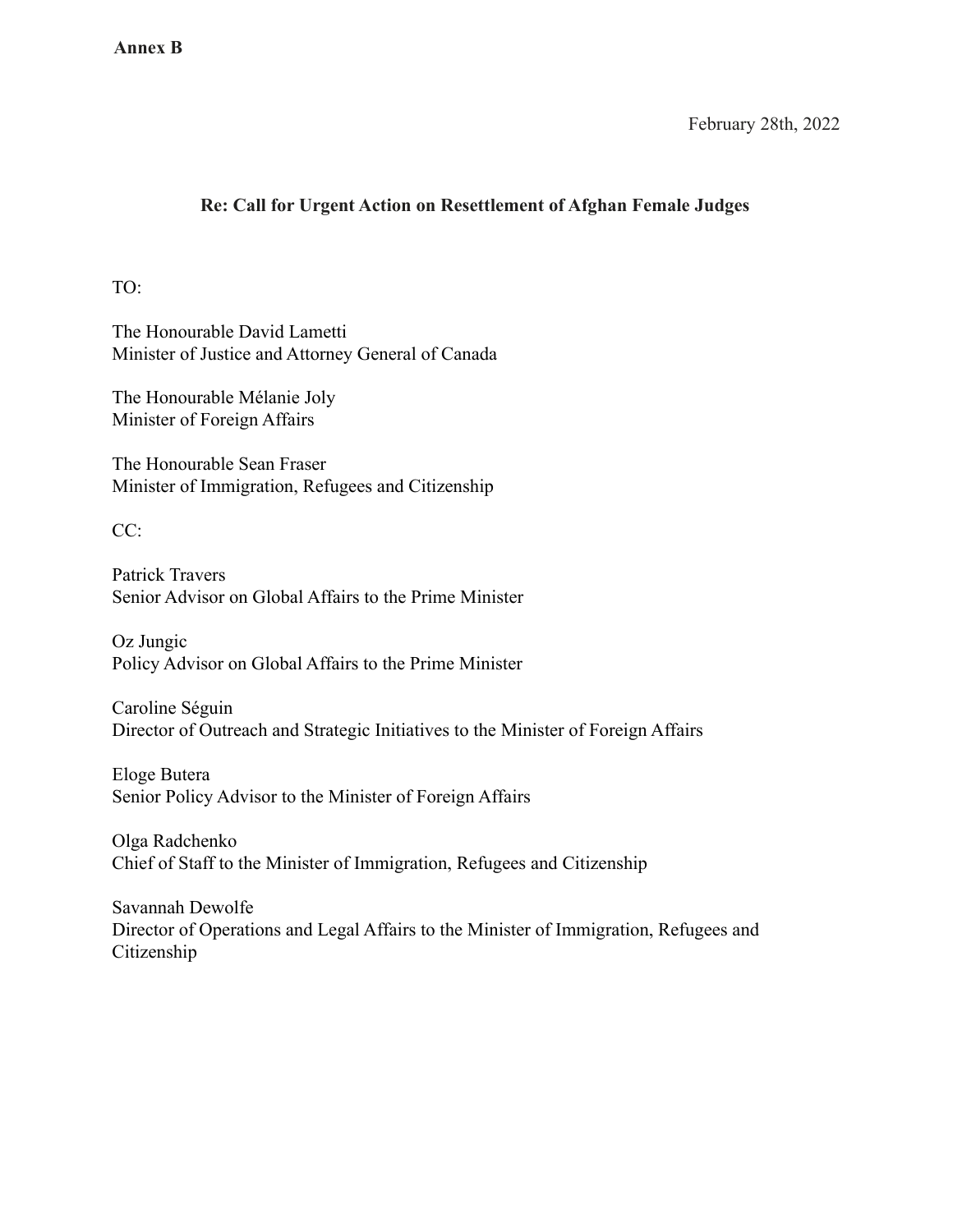**Annex B**

February 28th, 2022

**Re: Call for Urgent Action on Resettlement of Afghan Female Judges**

TO:

The Honourable David Lametti
Minister of Justice and Attorney General of Canada

The Honourable Mélanie Joly
Minister of Foreign Affairs

The Honourable Sean Fraser
Minister of Immigration, Refugees and Citizenship

CC:

Patrick Travers
Senior Advisor on Global Affairs to the Prime Minister

Oz Jungic
Policy Advisor on Global Affairs to the Prime Minister

Caroline Séguin
Director of Outreach and Strategic Initiatives to the Minister of Foreign Affairs

Eloge Butera
Senior Policy Advisor to the Minister of Foreign Affairs

Olga Radchenko
Chief of Staff to the Minister of Immigration, Refugees and Citizenship

Savannah Dewolfe
Director of Operations and Legal Affairs to the Minister of Immigration, Refugees and Citizenship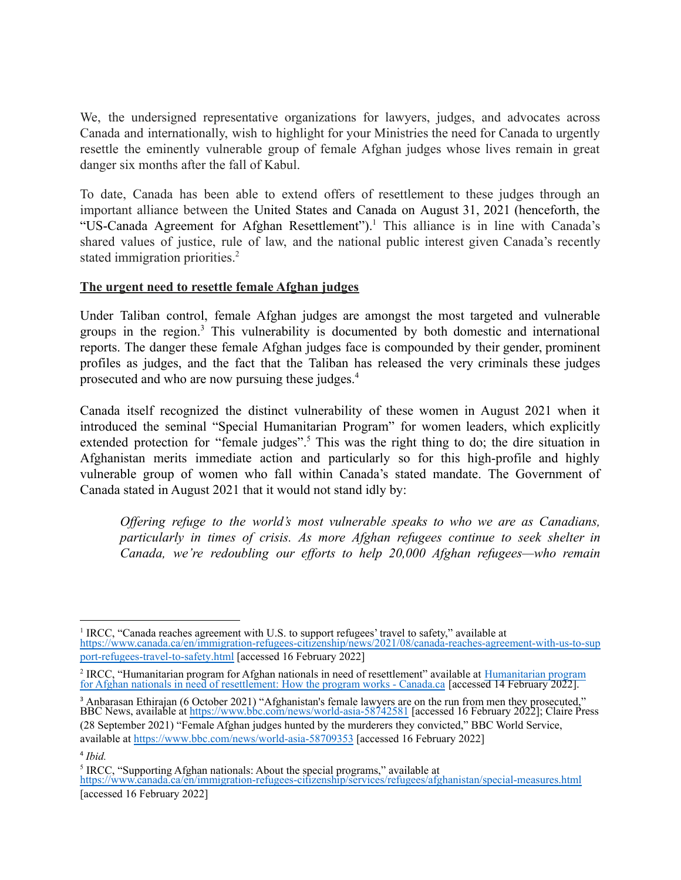We, the undersigned representative organizations for lawyers, judges, and advocates across Canada and internationally, wish to highlight for your Ministries the need for Canada to urgently resettle the eminently vulnerable group of female Afghan judges whose lives remain in great danger six months after the fall of Kabul.

To date, Canada has been able to extend offers of resettlement to these judges through an important alliance between the United States and Canada on August 31, 2021 (henceforth, the "US-Canada Agreement for Afghan Resettlement").[1] This alliance is in line with Canada's shared values of justice, rule of law, and the national public interest given Canada's recently stated immigration priorities.[2]

**The urgent need to resettle female Afghan judges**

Under Taliban control, female Afghan judges are amongst the most targeted and vulnerable groups in the region.[3] This vulnerability is documented by both domestic and international reports. The danger these female Afghan judges face is compounded by their gender, prominent profiles as judges, and the fact that the Taliban has released the very criminals these judges prosecuted and who are now pursuing these judges.[4]

Canada itself recognized the distinct vulnerability of these women in August 2021 when it introduced the seminal "Special Humanitarian Program" for women leaders, which explicitly extended protection for "female judges".[5] This was the right thing to do; the dire situation in Afghanistan merits immediate action and particularly so for this high-profile and highly vulnerable group of women who fall within Canada's stated mandate. The Government of Canada stated in August 2021 that it would not stand idly by:

> *Offering refuge to the world's most vulnerable speaks to who we are as Canadians, particularly in times of crisis. As more Afghan refugees continue to seek shelter in Canada, we're redoubling our efforts to help 20,000 Afghan refugees—who remain*

---

[1] IRCC, "Canada reaches agreement with U.S. to support refugees' travel to safety," available at https://www.canada.ca/en/immigration-refugees-citizenship/news/2021/08/canada-reaches-agreement-with-us-to-support-refugees-travel-to-safety.html [accessed 16 February 2022]

[2] IRCC, "Humanitarian program for Afghan nationals in need of resettlement" available at Humanitarian program for Afghan nationals in need of resettlement: How the program works - Canada.ca [accessed 14 February 2022].

[3] Anbarasan Ethirajan (6 October 2021) "Afghanistan's female lawyers are on the run from men they prosecuted," BBC News, available at https://www.bbc.com/news/world-asia-58742581 [accessed 16 February 2022]; Claire Press (28 September 2021) "Female Afghan judges hunted by the murderers they convicted," BBC World Service, available at https://www.bbc.com/news/world-asia-58709353 [accessed 16 February 2022]

[4] *Ibid.*

[5] IRCC, "Supporting Afghan nationals: About the special programs," available at https://www.canada.ca/en/immigration-refugees-citizenship/services/refugees/afghanistan/special-measures.html [accessed 16 February 2022]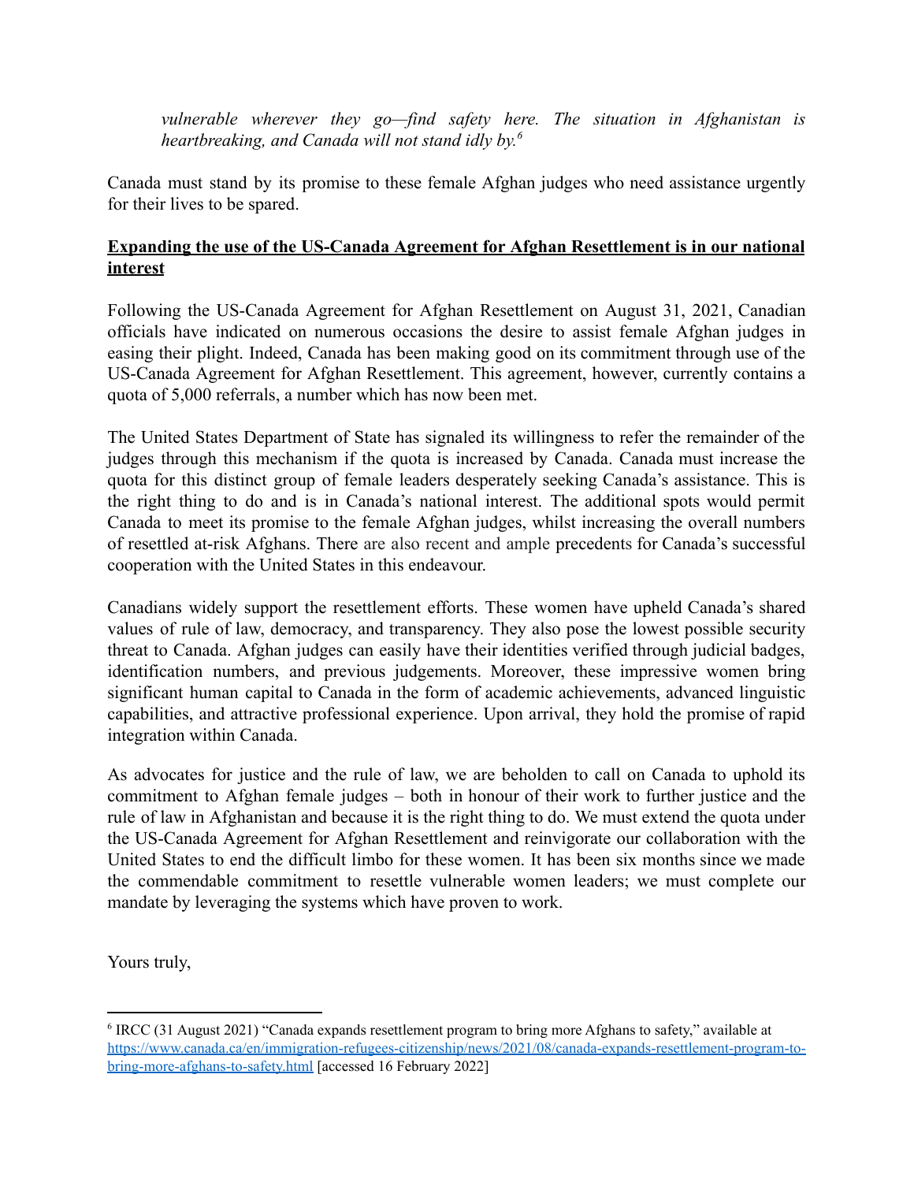> *vulnerable wherever they go—find safety here. The situation in Afghanistan is heartbreaking, and Canada will not stand idly by.*[6]

Canada must stand by its promise to these female Afghan judges who need assistance urgently for their lives to be spared.

**<u>Expanding the use of the US-Canada Agreement for Afghan Resettlement is in our national interest</u>**

Following the US-Canada Agreement for Afghan Resettlement on August 31, 2021, Canadian officials have indicated on numerous occasions the desire to assist female Afghan judges in easing their plight. Indeed, Canada has been making good on its commitment through use of the US-Canada Agreement for Afghan Resettlement. This agreement, however, currently contains a quota of 5,000 referrals, a number which has now been met.

The United States Department of State has signaled its willingness to refer the remainder of the judges through this mechanism if the quota is increased by Canada. Canada must increase the quota for this distinct group of female leaders desperately seeking Canada's assistance. This is the right thing to do and is in Canada's national interest. The additional spots would permit Canada to meet its promise to the female Afghan judges, whilst increasing the overall numbers of resettled at-risk Afghans. There are also recent and ample precedents for Canada's successful cooperation with the United States in this endeavour.

Canadians widely support the resettlement efforts. These women have upheld Canada's shared values of rule of law, democracy, and transparency. They also pose the lowest possible security threat to Canada. Afghan judges can easily have their identities verified through judicial badges, identification numbers, and previous judgements. Moreover, these impressive women bring significant human capital to Canada in the form of academic achievements, advanced linguistic capabilities, and attractive professional experience. Upon arrival, they hold the promise of rapid integration within Canada.

As advocates for justice and the rule of law, we are beholden to call on Canada to uphold its commitment to Afghan female judges – both in honour of their work to further justice and the rule of law in Afghanistan and because it is the right thing to do. We must extend the quota under the US-Canada Agreement for Afghan Resettlement and reinvigorate our collaboration with the United States to end the difficult limbo for these women. It has been six months since we made the commendable commitment to resettle vulnerable women leaders; we must complete our mandate by leveraging the systems which have proven to work.

Yours truly,

---

[6] IRCC (31 August 2021) "Canada expands resettlement program to bring more Afghans to safety," available at https://www.canada.ca/en/immigration-refugees-citizenship/news/2021/08/canada-expands-resettlement-program-to-bring-more-afghans-to-safety.html [accessed 16 February 2022]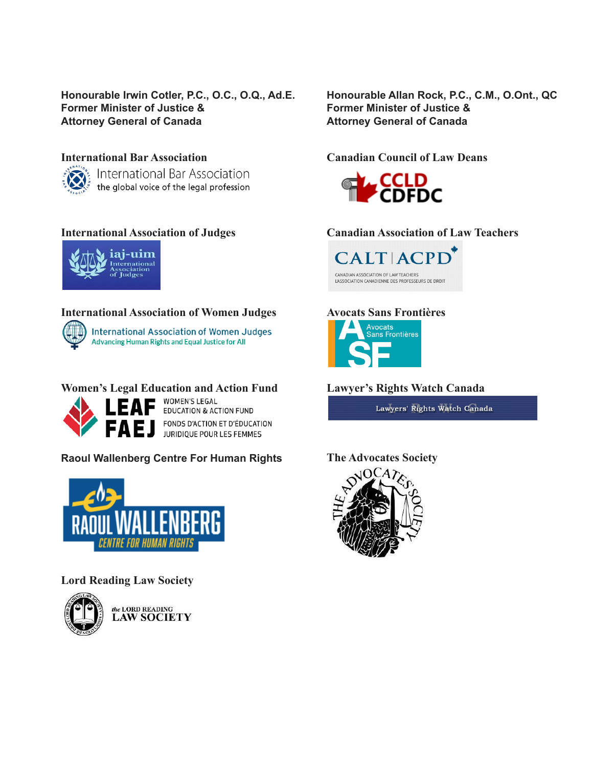**Honourable Irwin Cotler, P.C., O.C., O.Q., Ad.E.**
**Former Minister of Justice &**
**Attorney General of Canada**

**Honourable Allan Rock, P.C., C.M., O.Ont., QC**
**Former Minister of Justice &**
**Attorney General of Canada**

**International Bar Association**

International Bar Association
the global voice of the legal profession

**Canadian Council of Law Deans**

CCLD
CDFDC

**International Association of Judges**

iaj-uim
International Association of Judges

**Canadian Association of Law Teachers**

CALT | ACPD
CANADIAN ASSOCIATION OF LAW TEACHERS
L'ASSOCIATION CANADIENNE DES PROFESSEURS DE DROIT

**International Association of Women Judges**

International Association of Women Judges
Advancing Human Rights and Equal Justice for All

**Avocats Sans Frontières**

Avocats Sans Frontières

**Women's Legal Education and Action Fund**

LEAF WOMEN'S LEGAL EDUCATION & ACTION FUND
FAEJ FONDS D'ACTION ET D'ÉDUCATION JURIDIQUE POUR LES FEMMES

**Lawyer's Rights Watch Canada**

Lawyers' Rights Watch Canada

**Raoul Wallenberg Centre For Human Rights**

RAOUL WALLENBERG
CENTRE FOR HUMAN RIGHTS

**The Advocates Society**

THE ADVOCATES' SOCIETY

**Lord Reading Law Society**

the LORD READING
LAW SOCIETY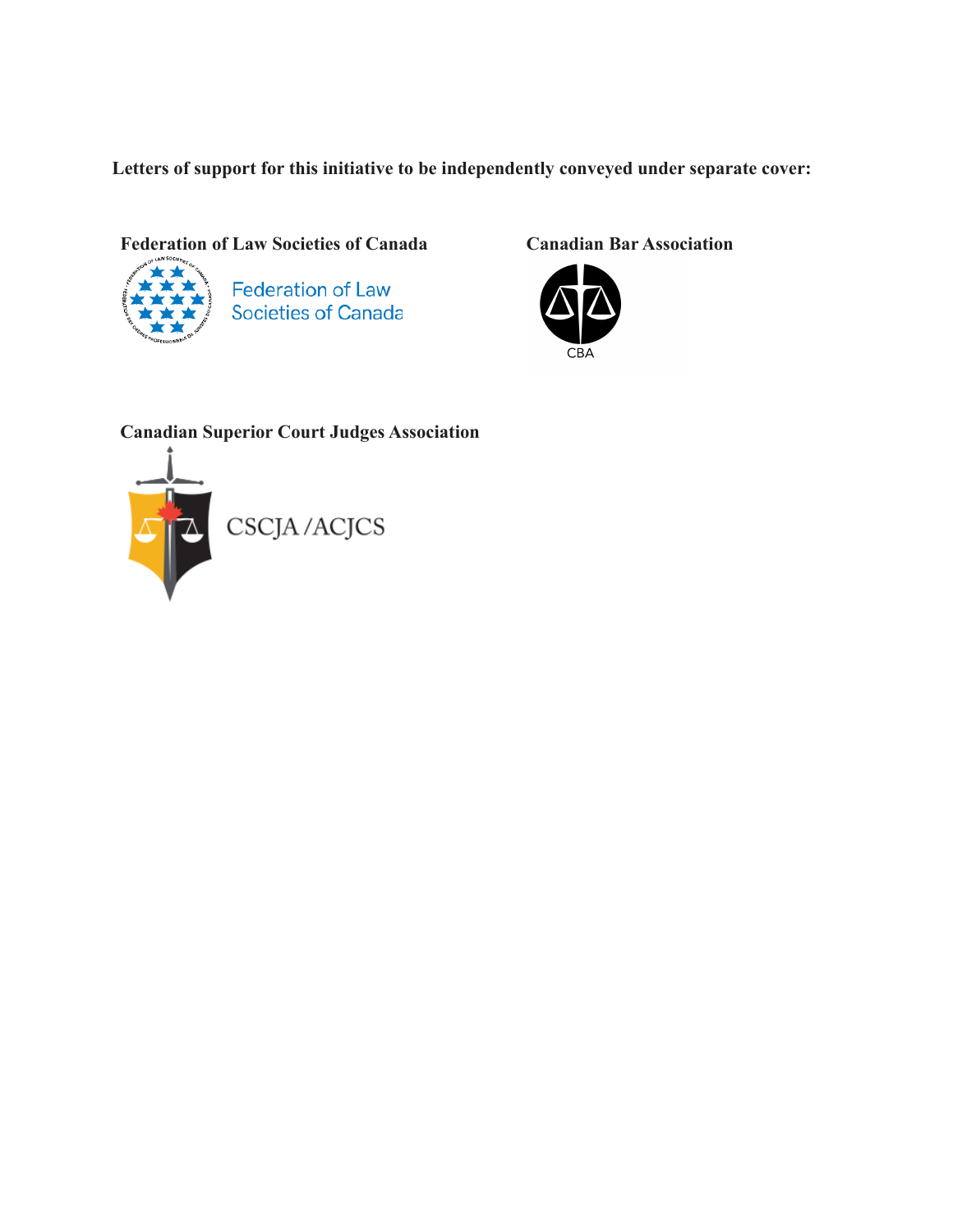**Letters of support for this initiative to be independently conveyed under separate cover:**

**Federation of Law Societies of Canada**

Federation of Law Societies of Canada

**Canadian Bar Association**

CBA

**Canadian Superior Court Judges Association**

CSCJA /ACJCS